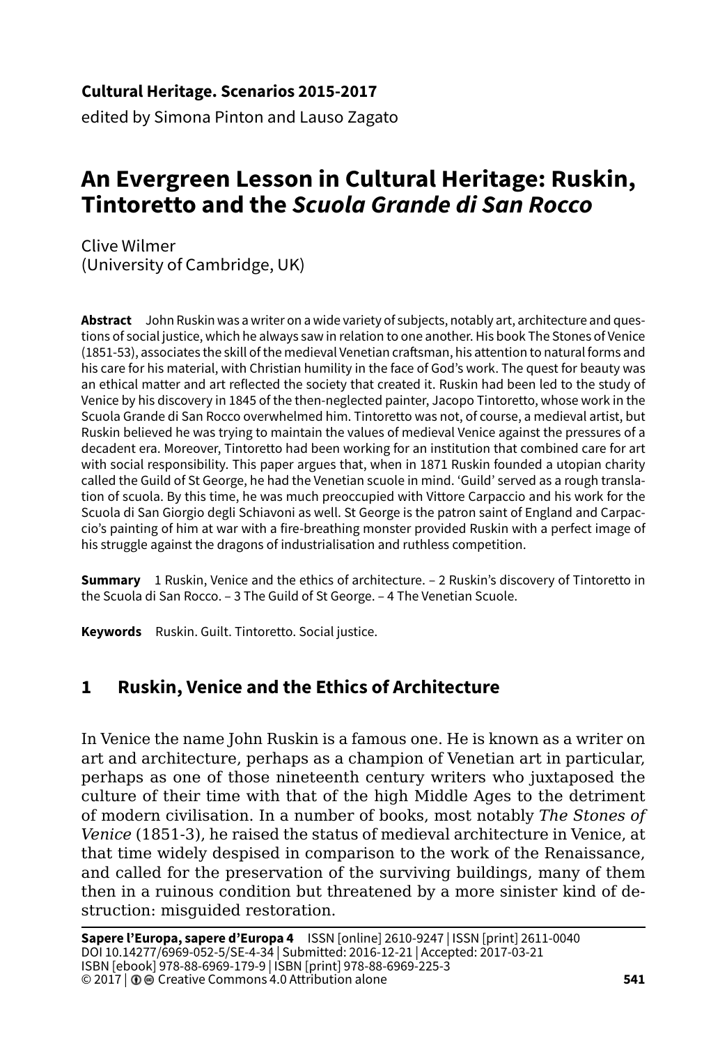**Cultural Heritage. Scenarios 2015-2017**
edited by Simona Pinton and Lauso Zagato

# An Evergreen Lesson in Cultural Heritage: Ruskin, Tintoretto and the *Scuola Grande di San Rocco*

Clive Wilmer
(University of Cambridge, UK)

**Abstract** John Ruskin was a writer on a wide variety of subjects, notably art, architecture and questions of social justice, which he always saw in relation to one another. His book The Stones of Venice (1851-53), associates the skill of the medieval Venetian craftsman, his attention to natural forms and his care for his material, with Christian humility in the face of God's work. The quest for beauty was an ethical matter and art reflected the society that created it. Ruskin had been led to the study of Venice by his discovery in 1845 of the then-neglected painter, Jacopo Tintoretto, whose work in the Scuola Grande di San Rocco overwhelmed him. Tintoretto was not, of course, a medieval artist, but Ruskin believed he was trying to maintain the values of medieval Venice against the pressures of a decadent era. Moreover, Tintoretto had been working for an institution that combined care for art with social responsibility. This paper argues that, when in 1871 Ruskin founded a utopian charity called the Guild of St George, he had the Venetian scuole in mind. 'Guild' served as a rough translation of scuola. By this time, he was much preoccupied with Vittore Carpaccio and his work for the Scuola di San Giorgio degli Schiavoni as well. St George is the patron saint of England and Carpaccio's painting of him at war with a fire-breathing monster provided Ruskin with a perfect image of his struggle against the dragons of industrialisation and ruthless competition.

**Summary** 1 Ruskin, Venice and the ethics of architecture. – 2 Ruskin's discovery of Tintoretto in the Scuola di San Rocco. – 3 The Guild of St George. – 4 The Venetian Scuole.

**Keywords** Ruskin. Guilt. Tintoretto. Social justice.

## 1 Ruskin, Venice and the Ethics of Architecture

In Venice the name John Ruskin is a famous one. He is known as a writer on art and architecture, perhaps as a champion of Venetian art in particular, perhaps as one of those nineteenth century writers who juxtaposed the culture of their time with that of the high Middle Ages to the detriment of modern civilisation. In a number of books, most notably *The Stones of Venice* (1851-3), he raised the status of medieval architecture in Venice, at that time widely despised in comparison to the work of the Renaissance, and called for the preservation of the surviving buildings, many of them then in a ruinous condition but threatened by a more sinister kind of destruction: misguided restoration.

**Sapere l'Europa, sapere d'Europa 4** ISSN [online] 2610-9247 | ISSN [print] 2611-0040
DOI 10.14277/6969-052-5/SE-4-34 | Submitted: 2016-12-21 | Accepted: 2017-03-21
ISBN [ebook] 978-88-6969-179-9 | ISBN [print] 978-88-6969-225-3
© 2017 | Creative Commons 4.0 Attribution alone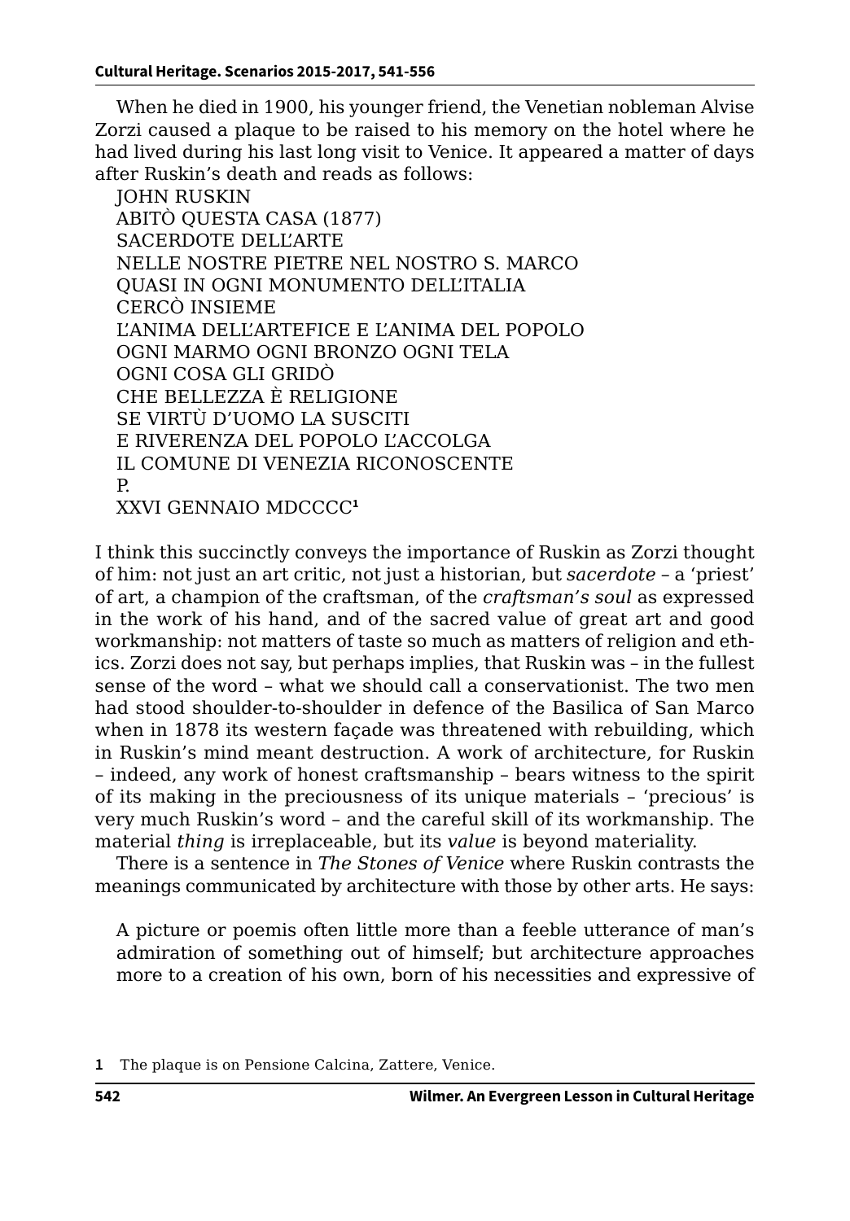When he died in 1900, his younger friend, the Venetian nobleman Alvise Zorzi caused a plaque to be raised to his memory on the hotel where he had lived during his last long visit to Venice. It appeared a matter of days after Ruskin's death and reads as follows:

JOHN RUSKIN  
ABITÒ QUESTA CASA (1877)  
SACERDOTE DELL'ARTE  
NELLE NOSTRE PIETRE NEL NOSTRO S. MARCO  
QUASI IN OGNI MONUMENTO DELL'ITALIA  
CERCÒ INSIEME  
L'ANIMA DELL'ARTEFICE E L'ANIMA DEL POPOLO  
OGNI MARMO OGNI BRONZO OGNI TELA  
OGNI COSA GLI GRIDÒ  
CHE BELLEZZA È RELIGIONE  
SE VIRTÙ D'UOMO LA SUSCITI  
E RIVERENZA DEL POPOLO L'ACCOLGA  
IL COMUNE DI VENEZIA RICONOSCENTE  
P.  
XXVI GENNAIO MDCCCC[1]

I think this succinctly conveys the importance of Ruskin as Zorzi thought of him: not just an art critic, not just a historian, but *sacerdote* – a 'priest' of art, a champion of the craftsman, of the *craftsman's soul* as expressed in the work of his hand, and of the sacred value of great art and good workmanship: not matters of taste so much as matters of religion and ethics. Zorzi does not say, but perhaps implies, that Ruskin was – in the fullest sense of the word – what we should call a conservationist. The two men had stood shoulder-to-shoulder in defence of the Basilica of San Marco when in 1878 its western façade was threatened with rebuilding, which in Ruskin's mind meant destruction. A work of architecture, for Ruskin – indeed, any work of honest craftsmanship – bears witness to the spirit of its making in the preciousness of its unique materials – 'precious' is very much Ruskin's word – and the careful skill of its workmanship. The material *thing* is irreplaceable, but its *value* is beyond materiality.

There is a sentence in *The Stones of Venice* where Ruskin contrasts the meanings communicated by architecture with those by other arts. He says:

> A picture or poemis often little more than a feeble utterance of man's admiration of something out of himself; but architecture approaches more to a creation of his own, born of his necessities and expressive of

1 The plaque is on Pensione Calcina, Zattere, Venice.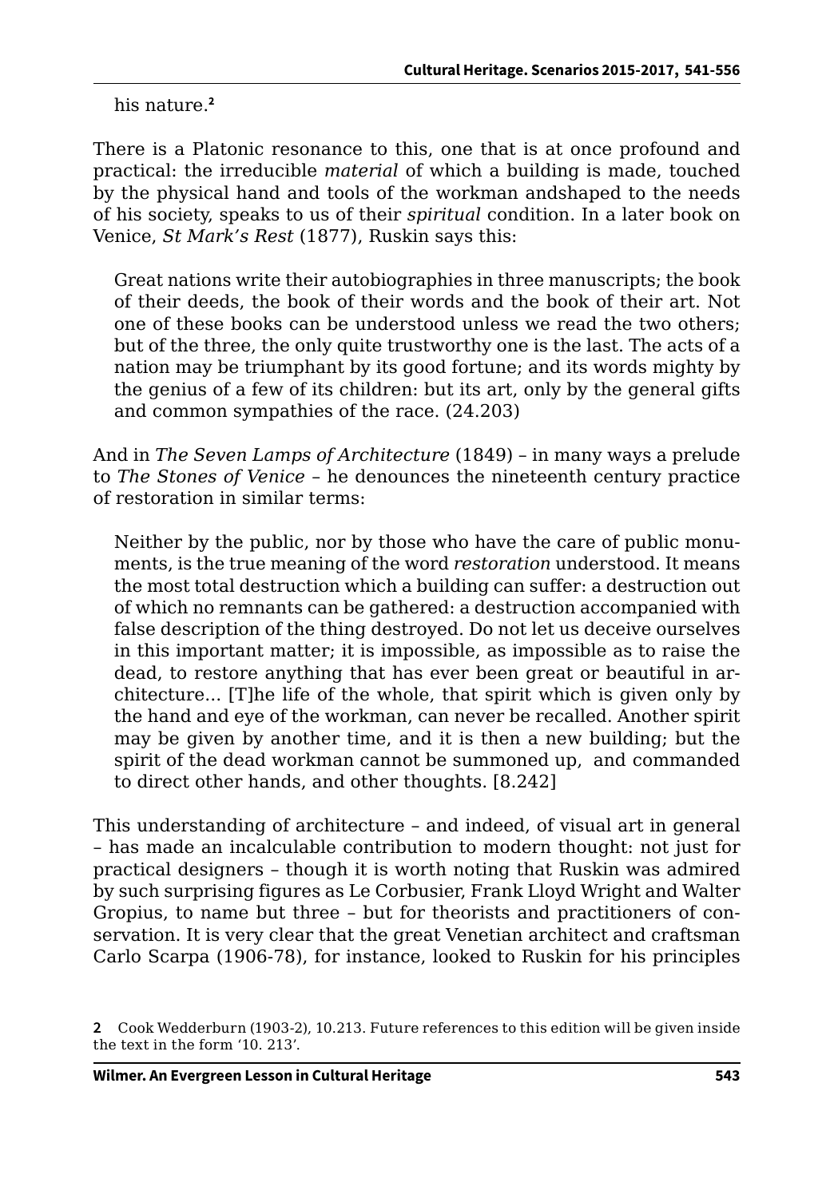his nature.[2]

There is a Platonic resonance to this, one that is at once profound and practical: the irreducible *material* of which a building is made, touched by the physical hand and tools of the workman andshaped to the needs of his society, speaks to us of their *spiritual* condition. In a later book on Venice, *St Mark's Rest* (1877), Ruskin says this:

> Great nations write their autobiographies in three manuscripts; the book of their deeds, the book of their words and the book of their art. Not one of these books can be understood unless we read the two others; but of the three, the only quite trustworthy one is the last. The acts of a nation may be triumphant by its good fortune; and its words mighty by the genius of a few of its children: but its art, only by the general gifts and common sympathies of the race. (24.203)

And in *The Seven Lamps of Architecture* (1849) – in many ways a prelude to *The Stones of Venice* – he denounces the nineteenth century practice of restoration in similar terms:

> Neither by the public, nor by those who have the care of public monuments, is the true meaning of the word *restoration* understood. It means the most total destruction which a building can suffer: a destruction out of which no remnants can be gathered: a destruction accompanied with false description of the thing destroyed. Do not let us deceive ourselves in this important matter; it is impossible, as impossible as to raise the dead, to restore anything that has ever been great or beautiful in architecture… [T]he life of the whole, that spirit which is given only by the hand and eye of the workman, can never be recalled. Another spirit may be given by another time, and it is then a new building; but the spirit of the dead workman cannot be summoned up, and commanded to direct other hands, and other thoughts. [8.242]

This understanding of architecture – and indeed, of visual art in general – has made an incalculable contribution to modern thought: not just for practical designers – though it is worth noting that Ruskin was admired by such surprising figures as Le Corbusier, Frank Lloyd Wright and Walter Gropius, to name but three – but for theorists and practitioners of conservation. It is very clear that the great Venetian architect and craftsman Carlo Scarpa (1906-78), for instance, looked to Ruskin for his principles

2 Cook Wedderburn (1903-2), 10.213. Future references to this edition will be given inside the text in the form '10. 213'.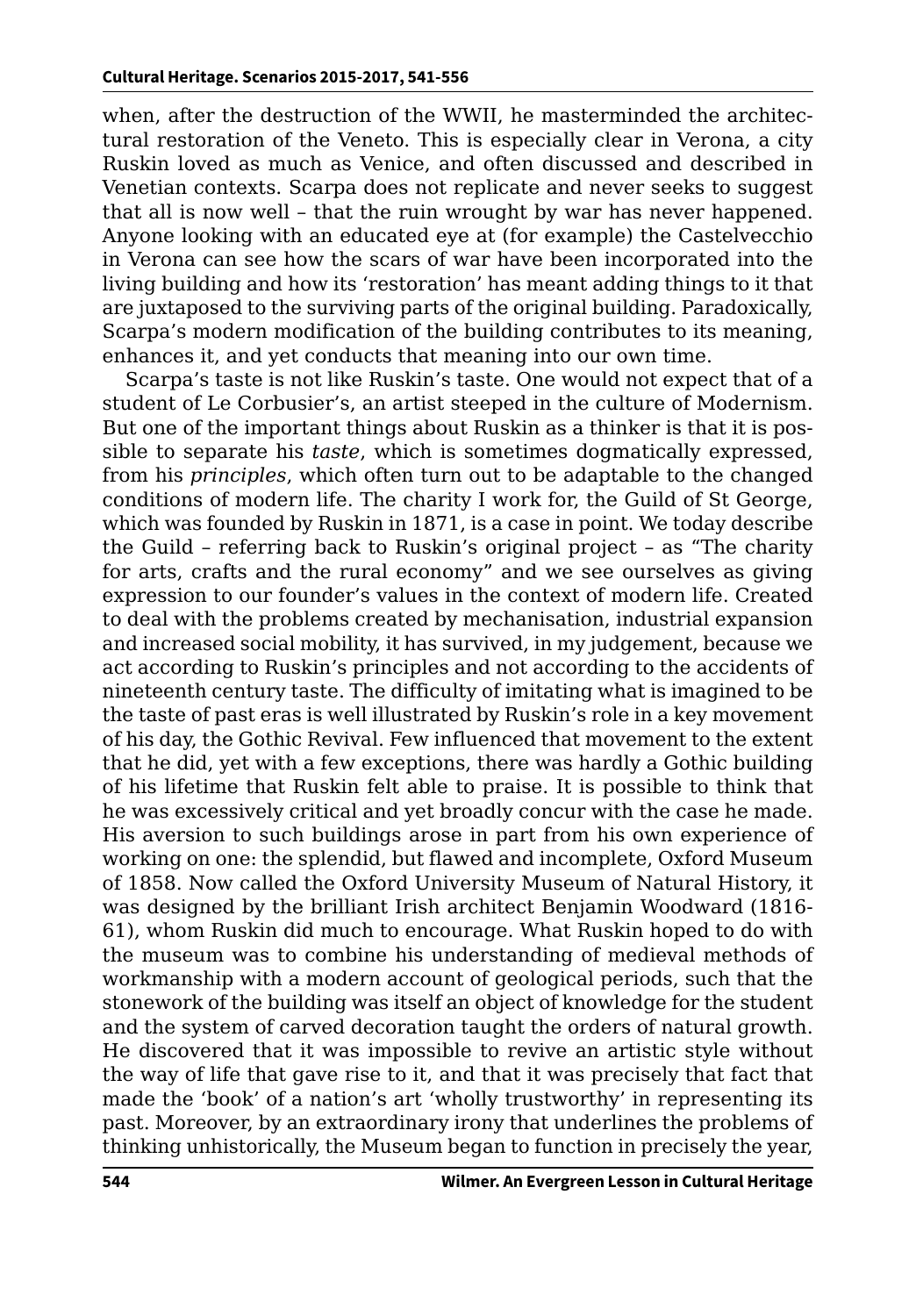when, after the destruction of the WWII, he masterminded the architectural restoration of the Veneto. This is especially clear in Verona, a city Ruskin loved as much as Venice, and often discussed and described in Venetian contexts. Scarpa does not replicate and never seeks to suggest that all is now well – that the ruin wrought by war has never happened. Anyone looking with an educated eye at (for example) the Castelvecchio in Verona can see how the scars of war have been incorporated into the living building and how its 'restoration' has meant adding things to it that are juxtaposed to the surviving parts of the original building. Paradoxically, Scarpa's modern modification of the building contributes to its meaning, enhances it, and yet conducts that meaning into our own time.

Scarpa's taste is not like Ruskin's taste. One would not expect that of a student of Le Corbusier's, an artist steeped in the culture of Modernism. But one of the important things about Ruskin as a thinker is that it is possible to separate his *taste*, which is sometimes dogmatically expressed, from his *principles*, which often turn out to be adaptable to the changed conditions of modern life. The charity I work for, the Guild of St George, which was founded by Ruskin in 1871, is a case in point. We today describe the Guild – referring back to Ruskin's original project – as "The charity for arts, crafts and the rural economy" and we see ourselves as giving expression to our founder's values in the context of modern life. Created to deal with the problems created by mechanisation, industrial expansion and increased social mobility, it has survived, in my judgement, because we act according to Ruskin's principles and not according to the accidents of nineteenth century taste. The difficulty of imitating what is imagined to be the taste of past eras is well illustrated by Ruskin's role in a key movement of his day, the Gothic Revival. Few influenced that movement to the extent that he did, yet with a few exceptions, there was hardly a Gothic building of his lifetime that Ruskin felt able to praise. It is possible to think that he was excessively critical and yet broadly concur with the case he made. His aversion to such buildings arose in part from his own experience of working on one: the splendid, but flawed and incomplete, Oxford Museum of 1858. Now called the Oxford University Museum of Natural History, it was designed by the brilliant Irish architect Benjamin Woodward (1816-61), whom Ruskin did much to encourage. What Ruskin hoped to do with the museum was to combine his understanding of medieval methods of workmanship with a modern account of geological periods, such that the stonework of the building was itself an object of knowledge for the student and the system of carved decoration taught the orders of natural growth. He discovered that it was impossible to revive an artistic style without the way of life that gave rise to it, and that it was precisely that fact that made the 'book' of a nation's art 'wholly trustworthy' in representing its past. Moreover, by an extraordinary irony that underlines the problems of thinking unhistorically, the Museum began to function in precisely the year,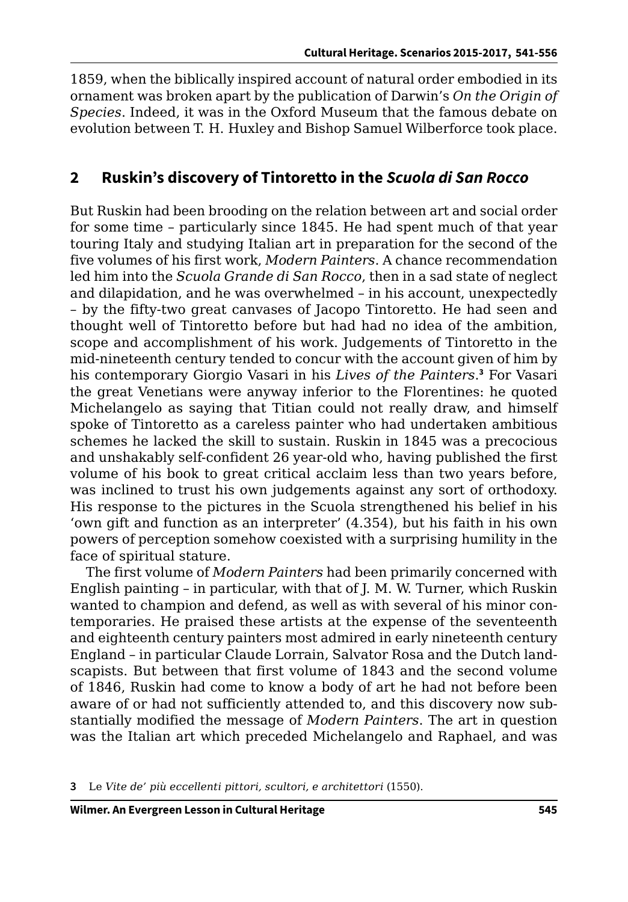1859, when the biblically inspired account of natural order embodied in its ornament was broken apart by the publication of Darwin's *On the Origin of Species*. Indeed, it was in the Oxford Museum that the famous debate on evolution between T. H. Huxley and Bishop Samuel Wilberforce took place.

## 2 Ruskin's discovery of Tintoretto in the *Scuola di San Rocco*

But Ruskin had been brooding on the relation between art and social order for some time – particularly since 1845. He had spent much of that year touring Italy and studying Italian art in preparation for the second of the five volumes of his first work, *Modern Painters*. A chance recommendation led him into the *Scuola Grande di San Rocco*, then in a sad state of neglect and dilapidation, and he was overwhelmed – in his account, unexpectedly – by the fifty-two great canvases of Jacopo Tintoretto. He had seen and thought well of Tintoretto before but had had no idea of the ambition, scope and accomplishment of his work. Judgements of Tintoretto in the mid-nineteenth century tended to concur with the account given of him by his contemporary Giorgio Vasari in his *Lives of the Painters*.[3] For Vasari the great Venetians were anyway inferior to the Florentines: he quoted Michelangelo as saying that Titian could not really draw, and himself spoke of Tintoretto as a careless painter who had undertaken ambitious schemes he lacked the skill to sustain. Ruskin in 1845 was a precocious and unshakably self-confident 26 year-old who, having published the first volume of his book to great critical acclaim less than two years before, was inclined to trust his own judgements against any sort of orthodoxy. His response to the pictures in the Scuola strengthened his belief in his 'own gift and function as an interpreter' (4.354), but his faith in his own powers of perception somehow coexisted with a surprising humility in the face of spiritual stature.

The first volume of *Modern Painters* had been primarily concerned with English painting – in particular, with that of J. M. W. Turner, which Ruskin wanted to champion and defend, as well as with several of his minor contemporaries. He praised these artists at the expense of the seventeenth and eighteenth century painters most admired in early nineteenth century England – in particular Claude Lorrain, Salvator Rosa and the Dutch landscapists. But between that first volume of 1843 and the second volume of 1846, Ruskin had come to know a body of art he had not before been aware of or had not sufficiently attended to, and this discovery now substantially modified the message of *Modern Painters*. The art in question was the Italian art which preceded Michelangelo and Raphael, and was

3 Le *Vite de' più eccellenti pittori, scultori, e architettori* (1550).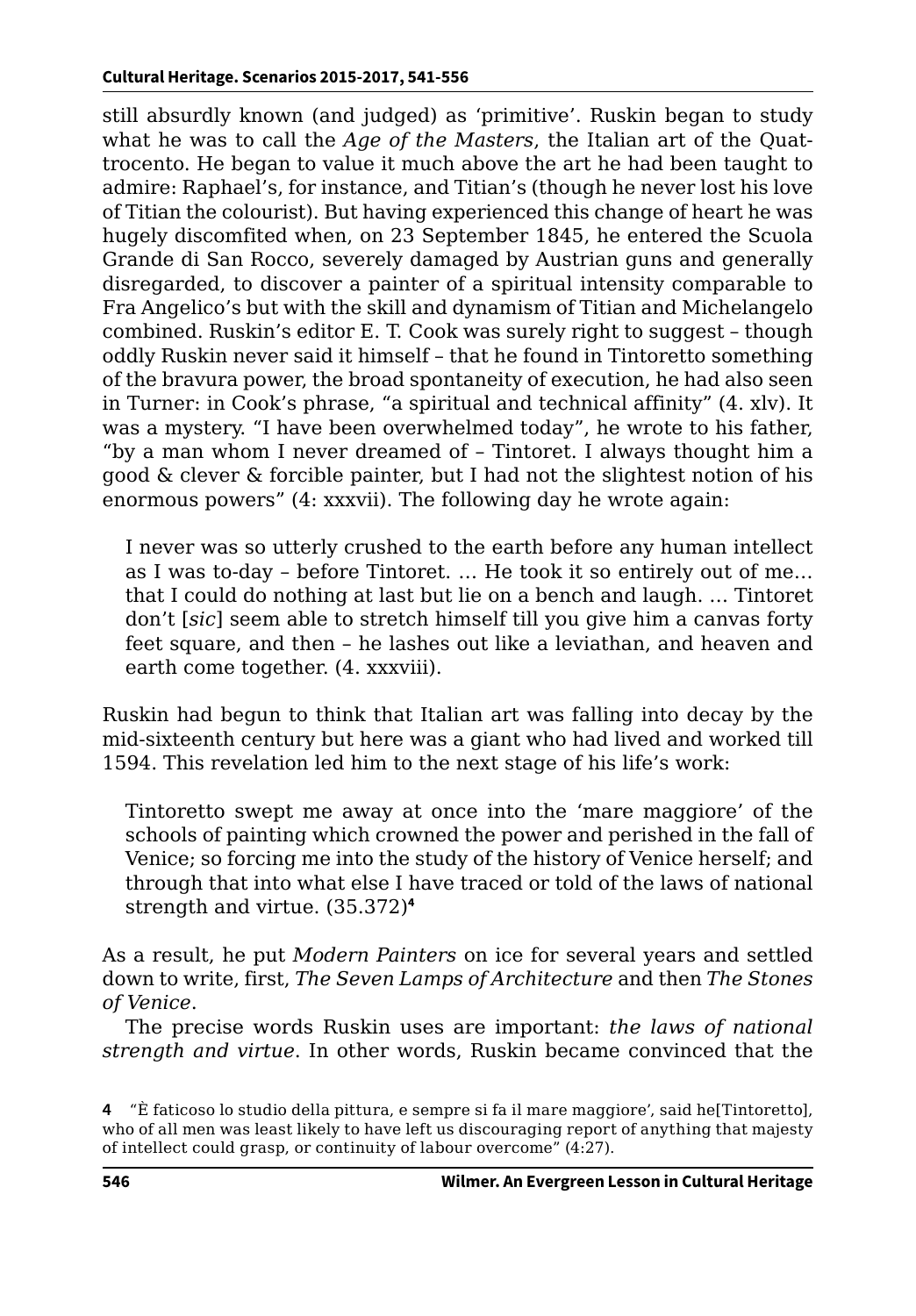still absurdly known (and judged) as 'primitive'. Ruskin began to study what he was to call the *Age of the Masters*, the Italian art of the Quattrocento. He began to value it much above the art he had been taught to admire: Raphael's, for instance, and Titian's (though he never lost his love of Titian the colourist). But having experienced this change of heart he was hugely discomfited when, on 23 September 1845, he entered the Scuola Grande di San Rocco, severely damaged by Austrian guns and generally disregarded, to discover a painter of a spiritual intensity comparable to Fra Angelico's but with the skill and dynamism of Titian and Michelangelo combined. Ruskin's editor E. T. Cook was surely right to suggest – though oddly Ruskin never said it himself – that he found in Tintoretto something of the bravura power, the broad spontaneity of execution, he had also seen in Turner: in Cook's phrase, "a spiritual and technical affinity" (4. xlv). It was a mystery. "I have been overwhelmed today", he wrote to his father, "by a man whom I never dreamed of – Tintoret. I always thought him a good & clever & forcible painter, but I had not the slightest notion of his enormous powers" (4: xxxvii). The following day he wrote again:

> I never was so utterly crushed to the earth before any human intellect as I was to-day – before Tintoret. … He took it so entirely out of me… that I could do nothing at last but lie on a bench and laugh. … Tintoret don't [*sic*] seem able to stretch himself till you give him a canvas forty feet square, and then – he lashes out like a leviathan, and heaven and earth come together. (4. xxxviii).

Ruskin had begun to think that Italian art was falling into decay by the mid-sixteenth century but here was a giant who had lived and worked till 1594. This revelation led him to the next stage of his life's work:

> Tintoretto swept me away at once into the 'mare maggiore' of the schools of painting which crowned the power and perished in the fall of Venice; so forcing me into the study of the history of Venice herself; and through that into what else I have traced or told of the laws of national strength and virtue. (35.372)[4]

As a result, he put *Modern Painters* on ice for several years and settled down to write, first, *The Seven Lamps of Architecture* and then *The Stones of Venice*.

The precise words Ruskin uses are important: *the laws of national strength and virtue*. In other words, Ruskin became convinced that the

4 "È faticoso lo studio della pittura, e sempre si fa il mare maggiore', said he[Tintoretto], who of all men was least likely to have left us discouraging report of anything that majesty of intellect could grasp, or continuity of labour overcome" (4:27).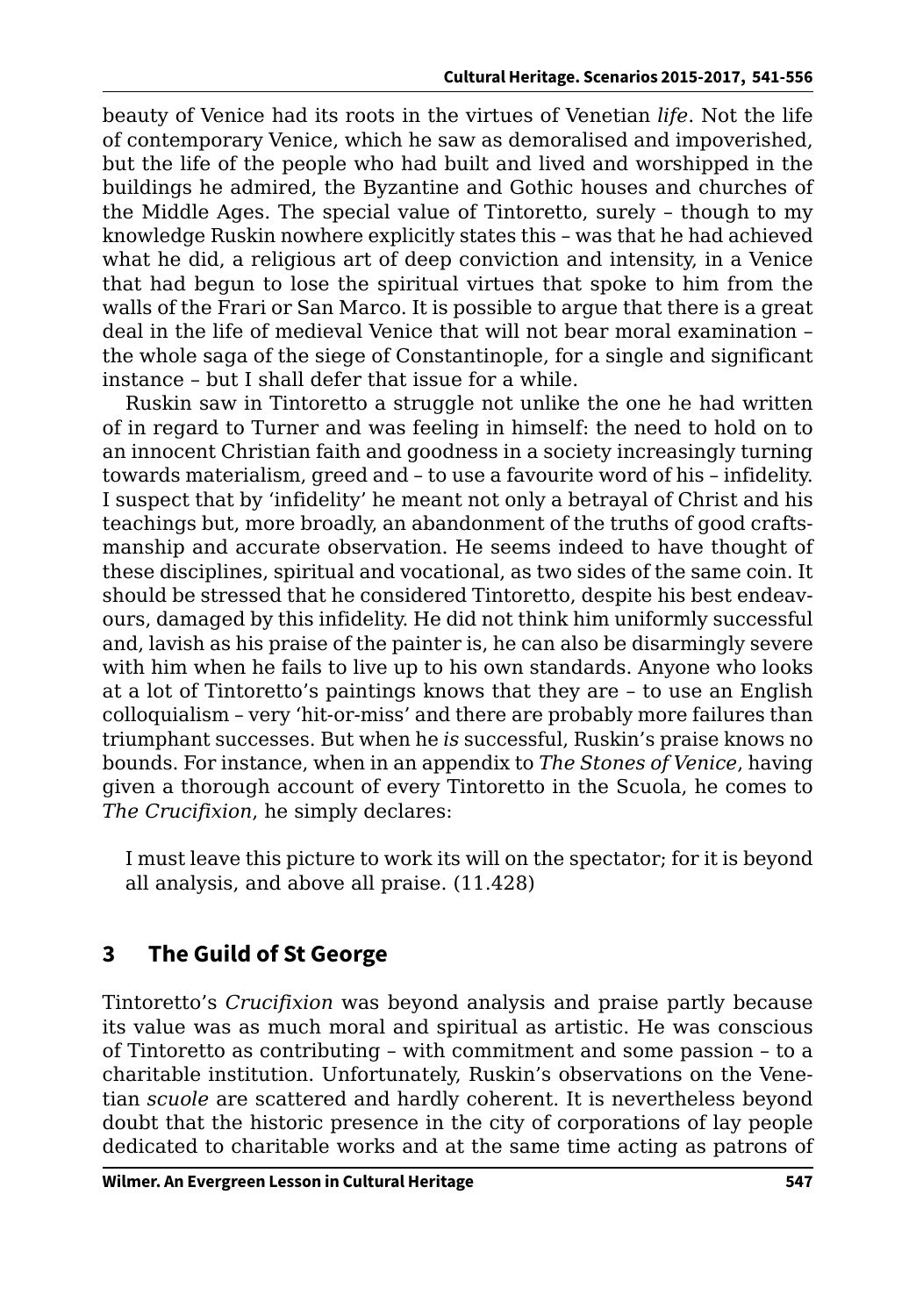beauty of Venice had its roots in the virtues of Venetian *life*. Not the life of contemporary Venice, which he saw as demoralised and impoverished, but the life of the people who had built and lived and worshipped in the buildings he admired, the Byzantine and Gothic houses and churches of the Middle Ages. The special value of Tintoretto, surely – though to my knowledge Ruskin nowhere explicitly states this – was that he had achieved what he did, a religious art of deep conviction and intensity, in a Venice that had begun to lose the spiritual virtues that spoke to him from the walls of the Frari or San Marco. It is possible to argue that there is a great deal in the life of medieval Venice that will not bear moral examination – the whole saga of the siege of Constantinople, for a single and significant instance – but I shall defer that issue for a while.

Ruskin saw in Tintoretto a struggle not unlike the one he had written of in regard to Turner and was feeling in himself: the need to hold on to an innocent Christian faith and goodness in a society increasingly turning towards materialism, greed and – to use a favourite word of his – infidelity. I suspect that by 'infidelity' he meant not only a betrayal of Christ and his teachings but, more broadly, an abandonment of the truths of good craftsmanship and accurate observation. He seems indeed to have thought of these disciplines, spiritual and vocational, as two sides of the same coin. It should be stressed that he considered Tintoretto, despite his best endeavours, damaged by this infidelity. He did not think him uniformly successful and, lavish as his praise of the painter is, he can also be disarmingly severe with him when he fails to live up to his own standards. Anyone who looks at a lot of Tintoretto's paintings knows that they are – to use an English colloquialism – very 'hit-or-miss' and there are probably more failures than triumphant successes. But when he *is* successful, Ruskin's praise knows no bounds. For instance, when in an appendix to *The Stones of Venice*, having given a thorough account of every Tintoretto in the Scuola, he comes to *The Crucifixion*, he simply declares:

> I must leave this picture to work its will on the spectator; for it is beyond all analysis, and above all praise. (11.428)

## 3 The Guild of St George

Tintoretto's *Crucifixion* was beyond analysis and praise partly because its value was as much moral and spiritual as artistic. He was conscious of Tintoretto as contributing – with commitment and some passion – to a charitable institution. Unfortunately, Ruskin's observations on the Venetian *scuole* are scattered and hardly coherent. It is nevertheless beyond doubt that the historic presence in the city of corporations of lay people dedicated to charitable works and at the same time acting as patrons of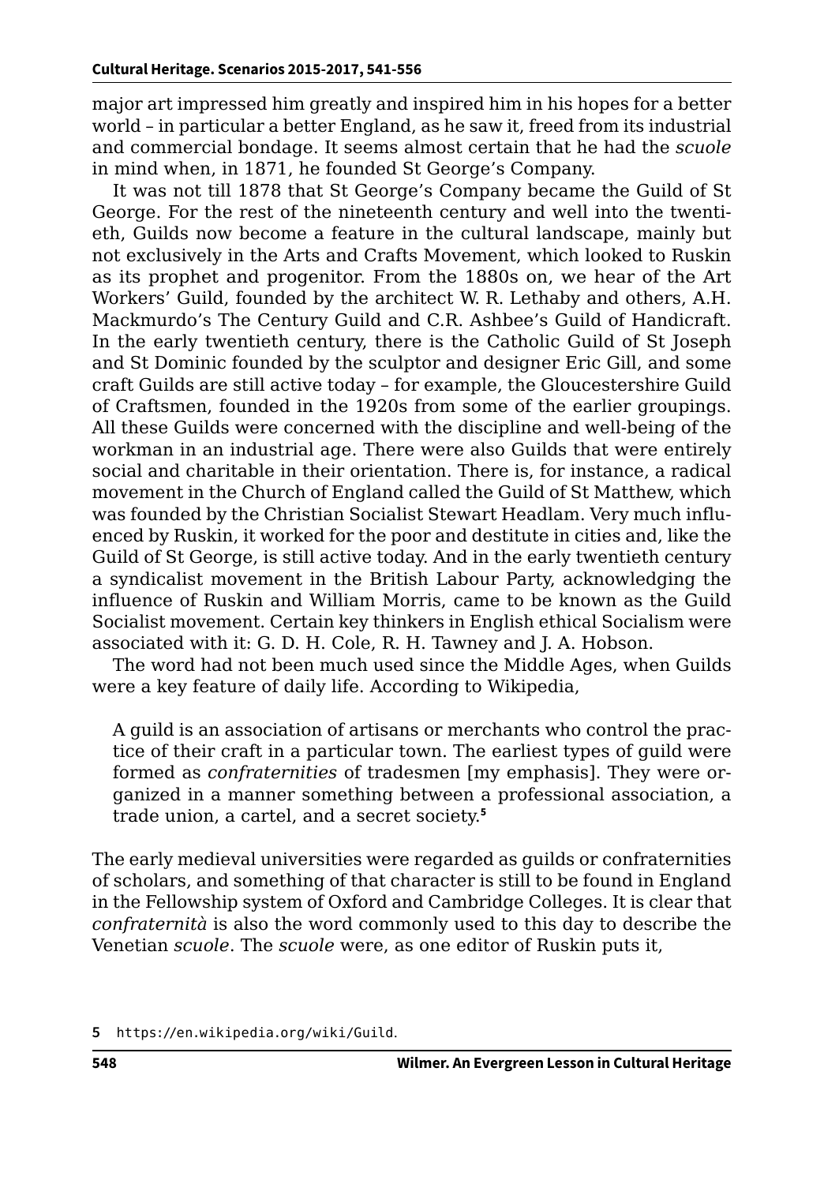major art impressed him greatly and inspired him in his hopes for a better world – in particular a better England, as he saw it, freed from its industrial and commercial bondage. It seems almost certain that he had the *scuole* in mind when, in 1871, he founded St George's Company.

It was not till 1878 that St George's Company became the Guild of St George. For the rest of the nineteenth century and well into the twentieth, Guilds now become a feature in the cultural landscape, mainly but not exclusively in the Arts and Crafts Movement, which looked to Ruskin as its prophet and progenitor. From the 1880s on, we hear of the Art Workers' Guild, founded by the architect W. R. Lethaby and others, A.H. Mackmurdo's The Century Guild and C.R. Ashbee's Guild of Handicraft. In the early twentieth century, there is the Catholic Guild of St Joseph and St Dominic founded by the sculptor and designer Eric Gill, and some craft Guilds are still active today – for example, the Gloucestershire Guild of Craftsmen, founded in the 1920s from some of the earlier groupings. All these Guilds were concerned with the discipline and well-being of the workman in an industrial age. There were also Guilds that were entirely social and charitable in their orientation. There is, for instance, a radical movement in the Church of England called the Guild of St Matthew, which was founded by the Christian Socialist Stewart Headlam. Very much influenced by Ruskin, it worked for the poor and destitute in cities and, like the Guild of St George, is still active today. And in the early twentieth century a syndicalist movement in the British Labour Party, acknowledging the influence of Ruskin and William Morris, came to be known as the Guild Socialist movement. Certain key thinkers in English ethical Socialism were associated with it: G. D. H. Cole, R. H. Tawney and J. A. Hobson.

The word had not been much used since the Middle Ages, when Guilds were a key feature of daily life. According to Wikipedia,

> A guild is an association of artisans or merchants who control the practice of their craft in a particular town. The earliest types of guild were formed as *confraternities* of tradesmen [my emphasis]. They were organized in a manner something between a professional association, a trade union, a cartel, and a secret society.[5]

The early medieval universities were regarded as guilds or confraternities of scholars, and something of that character is still to be found in England in the Fellowship system of Oxford and Cambridge Colleges. It is clear that *confraternità* is also the word commonly used to this day to describe the Venetian *scuole*. The *scuole* were, as one editor of Ruskin puts it,

5 https://en.wikipedia.org/wiki/Guild.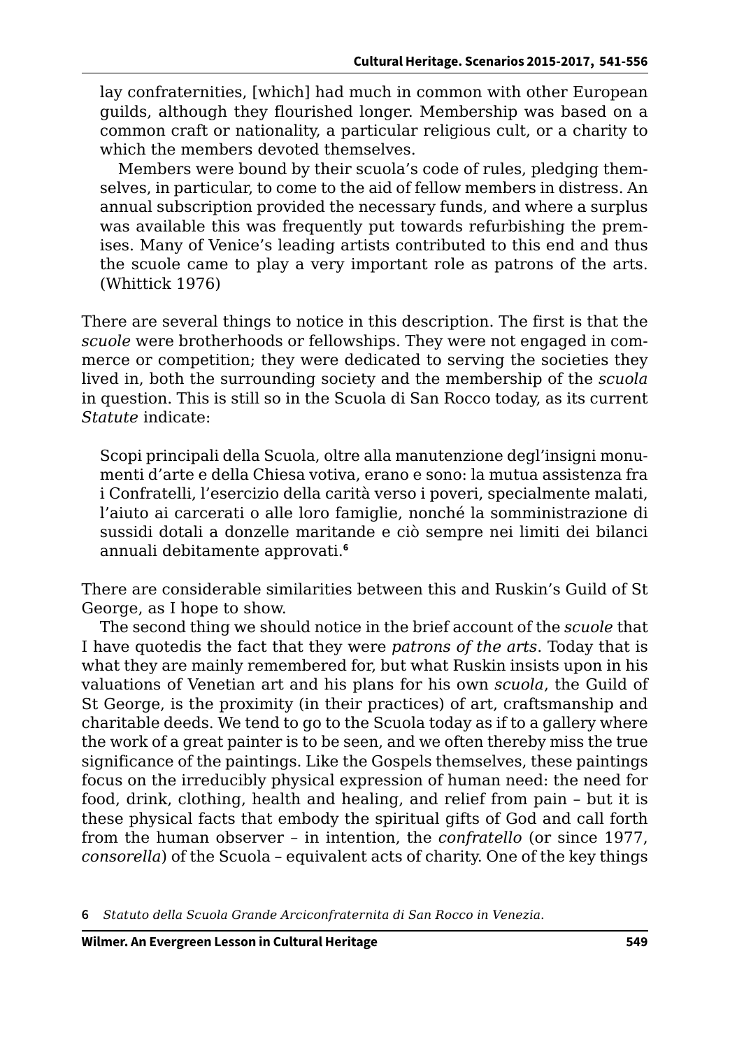lay confraternities, [which] had much in common with other European guilds, although they flourished longer. Membership was based on a common craft or nationality, a particular religious cult, or a charity to which the members devoted themselves.

> Members were bound by their scuola's code of rules, pledging themselves, in particular, to come to the aid of fellow members in distress. An annual subscription provided the necessary funds, and where a surplus was available this was frequently put towards refurbishing the premises. Many of Venice's leading artists contributed to this end and thus the scuole came to play a very important role as patrons of the arts. (Whittick 1976)

There are several things to notice in this description. The first is that the *scuole* were brotherhoods or fellowships. They were not engaged in commerce or competition; they were dedicated to serving the societies they lived in, both the surrounding society and the membership of the *scuola* in question. This is still so in the Scuola di San Rocco today, as its current *Statute* indicate:

> Scopi principali della Scuola, oltre alla manutenzione degl'insigni monumenti d'arte e della Chiesa votiva, erano e sono: la mutua assistenza fra i Confratelli, l'esercizio della carità verso i poveri, specialmente malati, l'aiuto ai carcerati o alle loro famiglie, nonché la somministrazione di sussidi dotali a donzelle maritande e ciò sempre nei limiti dei bilanci annuali debitamente approvati.[6]

There are considerable similarities between this and Ruskin's Guild of St George, as I hope to show.

The second thing we should notice in the brief account of the *scuole* that I have quotedis the fact that they were *patrons of the arts*. Today that is what they are mainly remembered for, but what Ruskin insists upon in his valuations of Venetian art and his plans for his own *scuola*, the Guild of St George, is the proximity (in their practices) of art, craftsmanship and charitable deeds. We tend to go to the Scuola today as if to a gallery where the work of a great painter is to be seen, and we often thereby miss the true significance of the paintings. Like the Gospels themselves, these paintings focus on the irreducibly physical expression of human need: the need for food, drink, clothing, health and healing, and relief from pain – but it is these physical facts that embody the spiritual gifts of God and call forth from the human observer – in intention, the *confratello* (or since 1977, *consorella*) of the Scuola – equivalent acts of charity. One of the key things

6 *Statuto della Scuola Grande Arciconfraternita di San Rocco in Venezia.*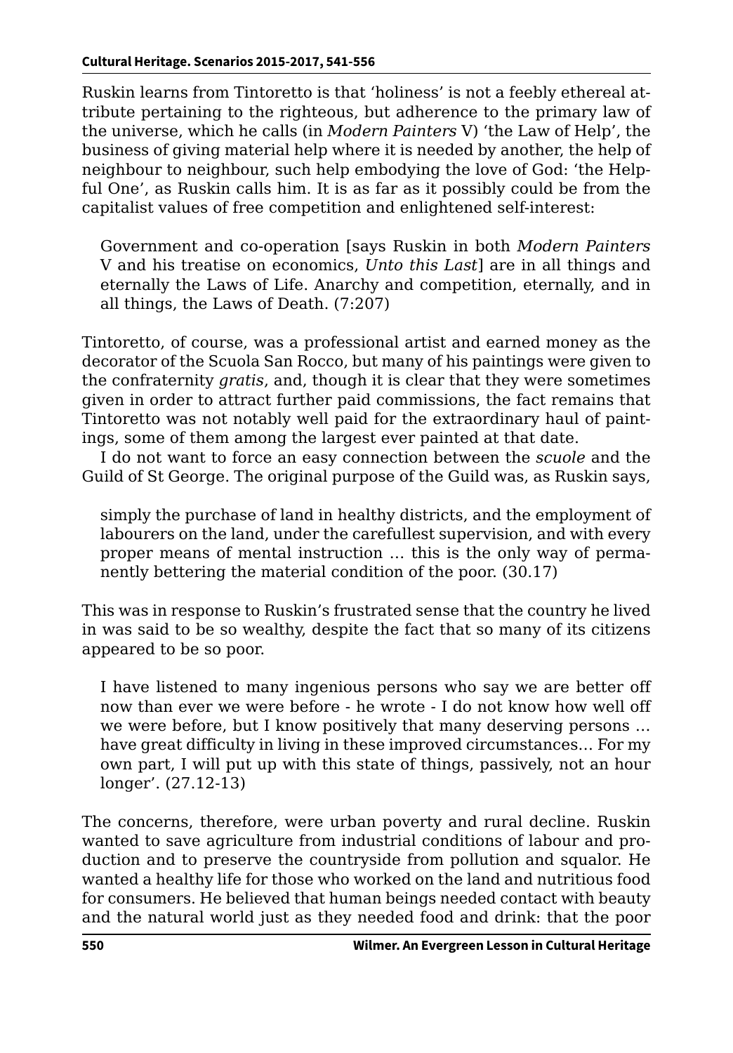Ruskin learns from Tintoretto is that 'holiness' is not a feebly ethereal attribute pertaining to the righteous, but adherence to the primary law of the universe, which he calls (in *Modern Painters* V) 'the Law of Help', the business of giving material help where it is needed by another, the help of neighbour to neighbour, such help embodying the love of God: 'the Helpful One', as Ruskin calls him. It is as far as it possibly could be from the capitalist values of free competition and enlightened self-interest:

> Government and co-operation [says Ruskin in both *Modern Painters* V and his treatise on economics, *Unto this Last*] are in all things and eternally the Laws of Life. Anarchy and competition, eternally, and in all things, the Laws of Death. (7:207)

Tintoretto, of course, was a professional artist and earned money as the decorator of the Scuola San Rocco, but many of his paintings were given to the confraternity *gratis*, and, though it is clear that they were sometimes given in order to attract further paid commissions, the fact remains that Tintoretto was not notably well paid for the extraordinary haul of paintings, some of them among the largest ever painted at that date.

I do not want to force an easy connection between the *scuole* and the Guild of St George. The original purpose of the Guild was, as Ruskin says,

> simply the purchase of land in healthy districts, and the employment of labourers on the land, under the carefullest supervision, and with every proper means of mental instruction … this is the only way of permanently bettering the material condition of the poor. (30.17)

This was in response to Ruskin's frustrated sense that the country he lived in was said to be so wealthy, despite the fact that so many of its citizens appeared to be so poor.

> I have listened to many ingenious persons who say we are better off now than ever we were before - he wrote - I do not know how well off we were before, but I know positively that many deserving persons … have great difficulty in living in these improved circumstances… For my own part, I will put up with this state of things, passively, not an hour longer'. (27.12-13)

The concerns, therefore, were urban poverty and rural decline. Ruskin wanted to save agriculture from industrial conditions of labour and production and to preserve the countryside from pollution and squalor. He wanted a healthy life for those who worked on the land and nutritious food for consumers. He believed that human beings needed contact with beauty and the natural world just as they needed food and drink: that the poor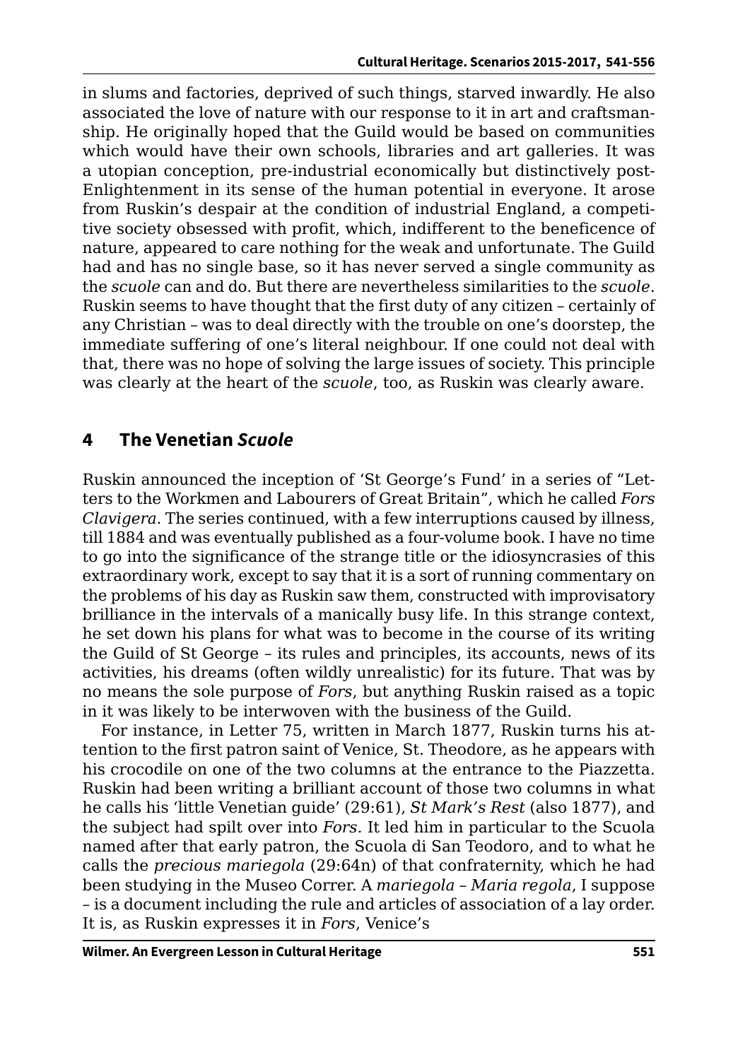in slums and factories, deprived of such things, starved inwardly. He also associated the love of nature with our response to it in art and craftsmanship. He originally hoped that the Guild would be based on communities which would have their own schools, libraries and art galleries. It was a utopian conception, pre-industrial economically but distinctively post-Enlightenment in its sense of the human potential in everyone. It arose from Ruskin's despair at the condition of industrial England, a competitive society obsessed with profit, which, indifferent to the beneficence of nature, appeared to care nothing for the weak and unfortunate. The Guild had and has no single base, so it has never served a single community as the *scuole* can and do. But there are nevertheless similarities to the *scuole*. Ruskin seems to have thought that the first duty of any citizen – certainly of any Christian – was to deal directly with the trouble on one's doorstep, the immediate suffering of one's literal neighbour. If one could not deal with that, there was no hope of solving the large issues of society. This principle was clearly at the heart of the *scuole*, too, as Ruskin was clearly aware.

## 4 The Venetian *Scuole*

Ruskin announced the inception of 'St George's Fund' in a series of "Letters to the Workmen and Labourers of Great Britain", which he called *Fors Clavigera*. The series continued, with a few interruptions caused by illness, till 1884 and was eventually published as a four-volume book. I have no time to go into the significance of the strange title or the idiosyncrasies of this extraordinary work, except to say that it is a sort of running commentary on the problems of his day as Ruskin saw them, constructed with improvisatory brilliance in the intervals of a manically busy life. In this strange context, he set down his plans for what was to become in the course of its writing the Guild of St George – its rules and principles, its accounts, news of its activities, his dreams (often wildly unrealistic) for its future. That was by no means the sole purpose of *Fors*, but anything Ruskin raised as a topic in it was likely to be interwoven with the business of the Guild.

For instance, in Letter 75, written in March 1877, Ruskin turns his attention to the first patron saint of Venice, St. Theodore, as he appears with his crocodile on one of the two columns at the entrance to the Piazzetta. Ruskin had been writing a brilliant account of those two columns in what he calls his 'little Venetian guide' (29:61), *St Mark's Rest* (also 1877), and the subject had spilt over into *Fors*. It led him in particular to the Scuola named after that early patron, the Scuola di San Teodoro, and to what he calls the *precious mariegola* (29:64n) of that confraternity, which he had been studying in the Museo Correr. A *mariegola* – *Maria regola*, I suppose – is a document including the rule and articles of association of a lay order. It is, as Ruskin expresses it in *Fors*, Venice's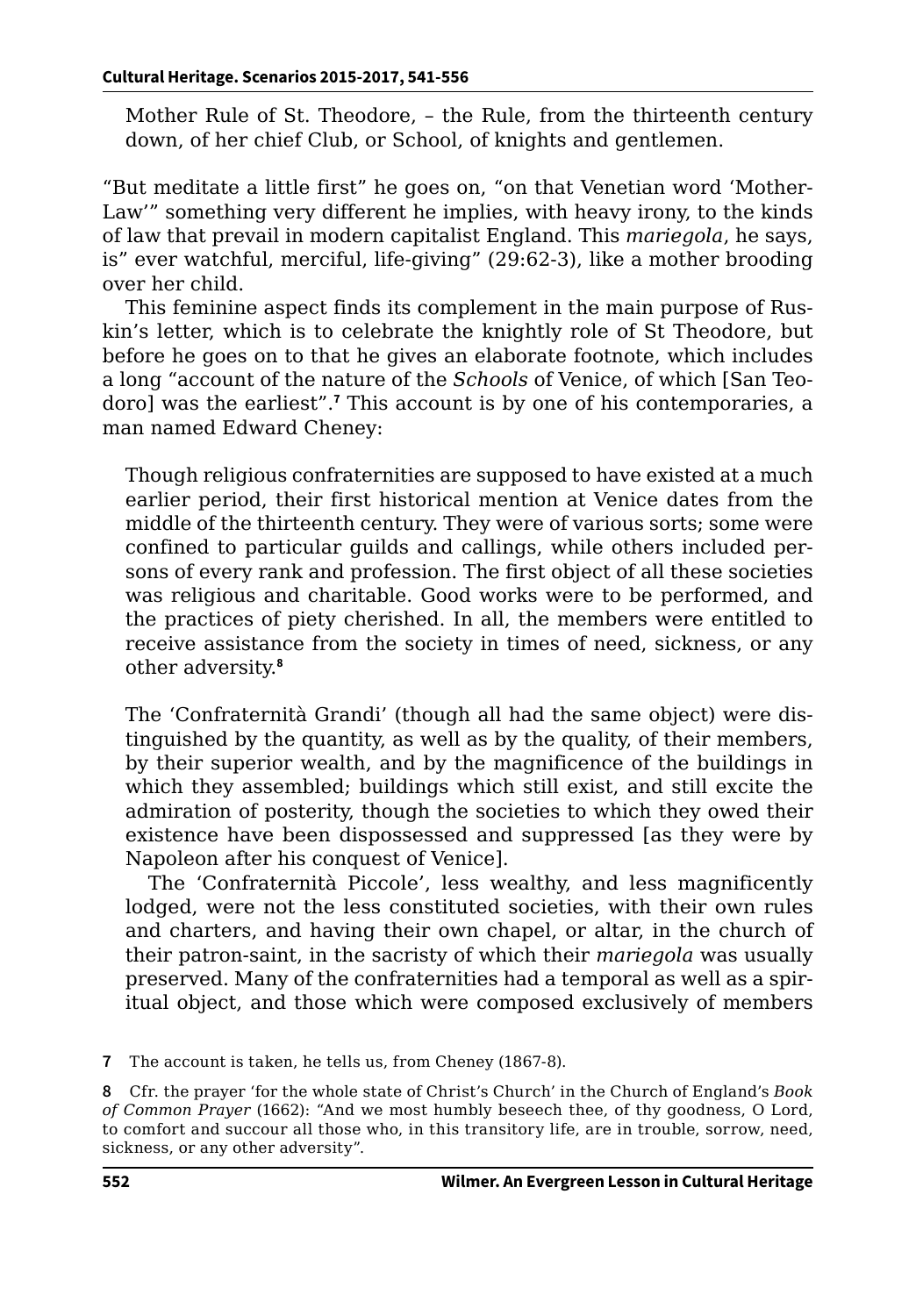Mother Rule of St. Theodore, – the Rule, from the thirteenth century down, of her chief Club, or School, of knights and gentlemen.

"But meditate a little first" he goes on, "on that Venetian word 'Mother-Law'" something very different he implies, with heavy irony, to the kinds of law that prevail in modern capitalist England. This *mariegola*, he says, is" ever watchful, merciful, life-giving" (29:62-3), like a mother brooding over her child.

This feminine aspect finds its complement in the main purpose of Ruskin's letter, which is to celebrate the knightly role of St Theodore, but before he goes on to that he gives an elaborate footnote, which includes a long "account of the nature of the *Schools* of Venice, of which [San Teodoro] was the earliest".[7] This account is by one of his contemporaries, a man named Edward Cheney:

> Though religious confraternities are supposed to have existed at a much earlier period, their first historical mention at Venice dates from the middle of the thirteenth century. They were of various sorts; some were confined to particular guilds and callings, while others included persons of every rank and profession. The first object of all these societies was religious and charitable. Good works were to be performed, and the practices of piety cherished. In all, the members were entitled to receive assistance from the society in times of need, sickness, or any other adversity.[8]

> The 'Confraternità Grandi' (though all had the same object) were distinguished by the quantity, as well as by the quality, of their members, by their superior wealth, and by the magnificence of the buildings in which they assembled; buildings which still exist, and still excite the admiration of posterity, though the societies to which they owed their existence have been dispossessed and suppressed [as they were by Napoleon after his conquest of Venice].
>
> The 'Confraternità Piccole', less wealthy, and less magnificently lodged, were not the less constituted societies, with their own rules and charters, and having their own chapel, or altar, in the church of their patron-saint, in the sacristy of which their *mariegola* was usually preserved. Many of the confraternities had a temporal as well as a spiritual object, and those which were composed exclusively of members

7 The account is taken, he tells us, from Cheney (1867-8).

8 Cfr. the prayer 'for the whole state of Christ's Church' in the Church of England's *Book of Common Prayer* (1662): "And we most humbly beseech thee, of thy goodness, O Lord, to comfort and succour all those who, in this transitory life, are in trouble, sorrow, need, sickness, or any other adversity".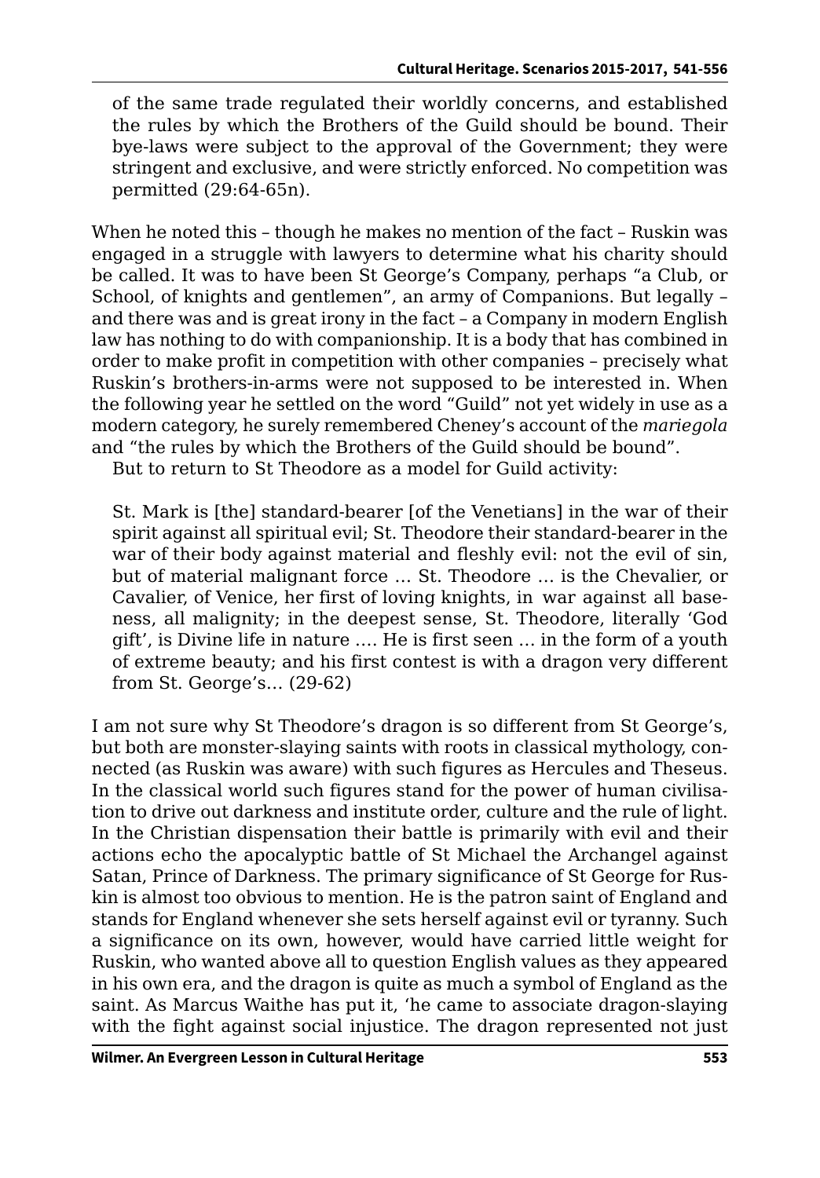> of the same trade regulated their worldly concerns, and established the rules by which the Brothers of the Guild should be bound. Their bye-laws were subject to the approval of the Government; they were stringent and exclusive, and were strictly enforced. No competition was permitted (29:64-65n).

When he noted this – though he makes no mention of the fact – Ruskin was engaged in a struggle with lawyers to determine what his charity should be called. It was to have been St George's Company, perhaps "a Club, or School, of knights and gentlemen", an army of Companions. But legally – and there was and is great irony in the fact – a Company in modern English law has nothing to do with companionship. It is a body that has combined in order to make profit in competition with other companies – precisely what Ruskin's brothers-in-arms were not supposed to be interested in. When the following year he settled on the word "Guild" not yet widely in use as a modern category, he surely remembered Cheney's account of the *mariegola* and "the rules by which the Brothers of the Guild should be bound".

But to return to St Theodore as a model for Guild activity:

> St. Mark is [the] standard-bearer [of the Venetians] in the war of their spirit against all spiritual evil; St. Theodore their standard-bearer in the war of their body against material and fleshly evil: not the evil of sin, but of material malignant force … St. Theodore … is the Chevalier, or Cavalier, of Venice, her first of loving knights, in war against all baseness, all malignity; in the deepest sense, St. Theodore, literally 'God gift', is Divine life in nature …. He is first seen … in the form of a youth of extreme beauty; and his first contest is with a dragon very different from St. George's… (29-62)

I am not sure why St Theodore's dragon is so different from St George's, but both are monster-slaying saints with roots in classical mythology, connected (as Ruskin was aware) with such figures as Hercules and Theseus. In the classical world such figures stand for the power of human civilisation to drive out darkness and institute order, culture and the rule of light. In the Christian dispensation their battle is primarily with evil and their actions echo the apocalyptic battle of St Michael the Archangel against Satan, Prince of Darkness. The primary significance of St George for Ruskin is almost too obvious to mention. He is the patron saint of England and stands for England whenever she sets herself against evil or tyranny. Such a significance on its own, however, would have carried little weight for Ruskin, who wanted above all to question English values as they appeared in his own era, and the dragon is quite as much a symbol of England as the saint. As Marcus Waithe has put it, 'he came to associate dragon-slaying with the fight against social injustice. The dragon represented not just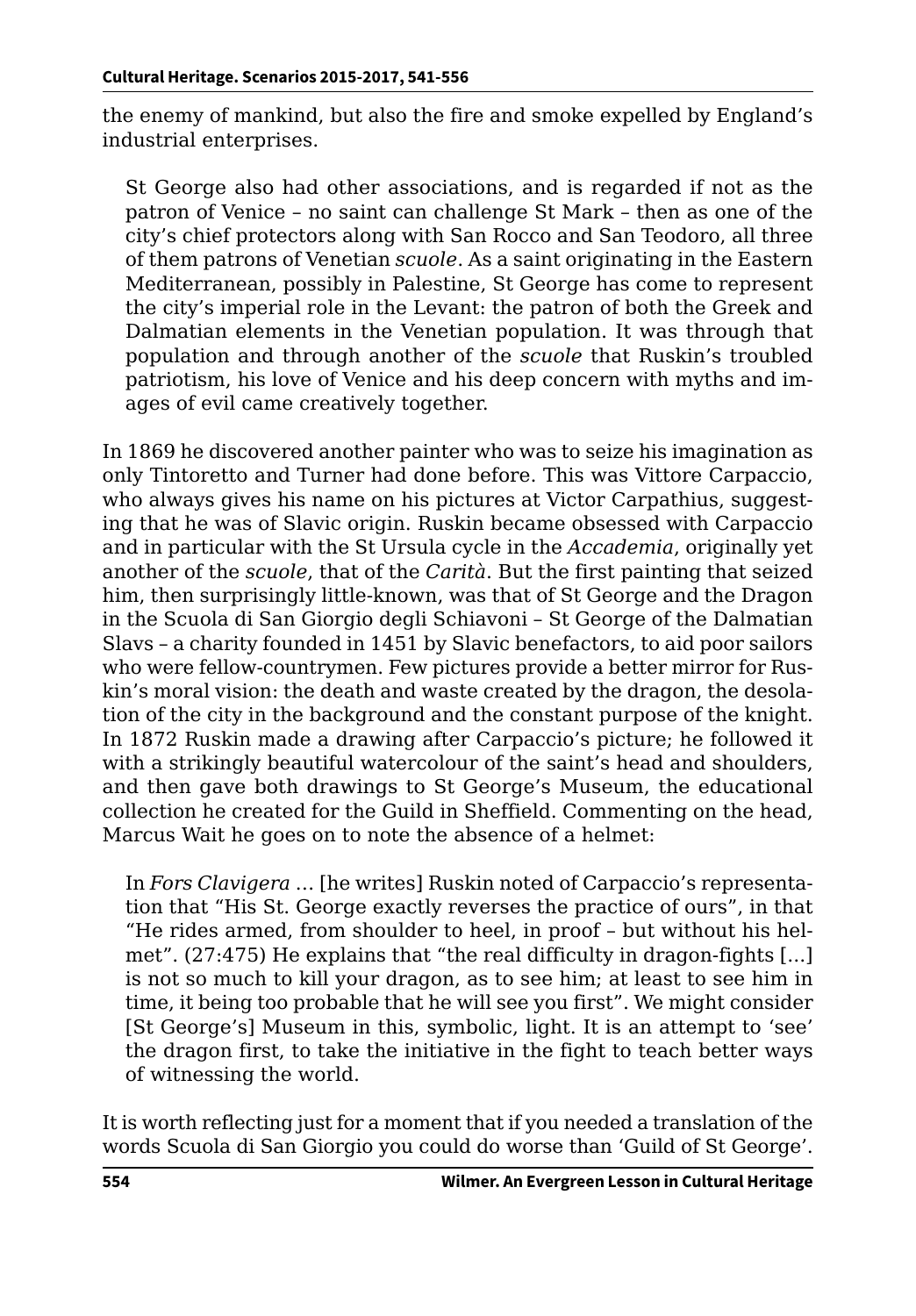the enemy of mankind, but also the fire and smoke expelled by England's industrial enterprises.

> St George also had other associations, and is regarded if not as the patron of Venice – no saint can challenge St Mark – then as one of the city's chief protectors along with San Rocco and San Teodoro, all three of them patrons of Venetian *scuole*. As a saint originating in the Eastern Mediterranean, possibly in Palestine, St George has come to represent the city's imperial role in the Levant: the patron of both the Greek and Dalmatian elements in the Venetian population. It was through that population and through another of the *scuole* that Ruskin's troubled patriotism, his love of Venice and his deep concern with myths and images of evil came creatively together.

In 1869 he discovered another painter who was to seize his imagination as only Tintoretto and Turner had done before. This was Vittore Carpaccio, who always gives his name on his pictures at Victor Carpathius, suggesting that he was of Slavic origin. Ruskin became obsessed with Carpaccio and in particular with the St Ursula cycle in the *Accademia*, originally yet another of the *scuole*, that of the *Carità*. But the first painting that seized him, then surprisingly little-known, was that of St George and the Dragon in the Scuola di San Giorgio degli Schiavoni – St George of the Dalmatian Slavs – a charity founded in 1451 by Slavic benefactors, to aid poor sailors who were fellow-countrymen. Few pictures provide a better mirror for Ruskin's moral vision: the death and waste created by the dragon, the desolation of the city in the background and the constant purpose of the knight. In 1872 Ruskin made a drawing after Carpaccio's picture; he followed it with a strikingly beautiful watercolour of the saint's head and shoulders, and then gave both drawings to St George's Museum, the educational collection he created for the Guild in Sheffield. Commenting on the head, Marcus Wait he goes on to note the absence of a helmet:

> In *Fors Clavigera* … [he writes] Ruskin noted of Carpaccio's representation that "His St. George exactly reverses the practice of ours", in that "He rides armed, from shoulder to heel, in proof – but without his helmet". (27:475) He explains that "the real difficulty in dragon-fights […] is not so much to kill your dragon, as to see him; at least to see him in time, it being too probable that he will see you first". We might consider [St George's] Museum in this, symbolic, light. It is an attempt to 'see' the dragon first, to take the initiative in the fight to teach better ways of witnessing the world.

It is worth reflecting just for a moment that if you needed a translation of the words Scuola di San Giorgio you could do worse than 'Guild of St George'.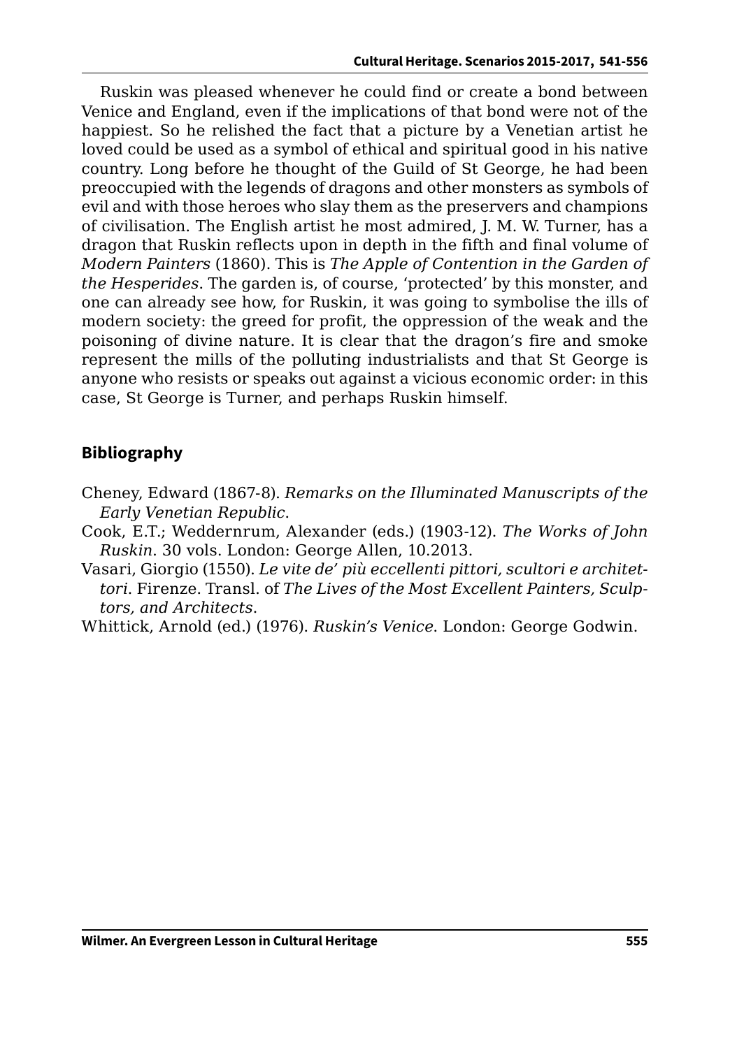Ruskin was pleased whenever he could find or create a bond between Venice and England, even if the implications of that bond were not of the happiest. So he relished the fact that a picture by a Venetian artist he loved could be used as a symbol of ethical and spiritual good in his native country. Long before he thought of the Guild of St George, he had been preoccupied with the legends of dragons and other monsters as symbols of evil and with those heroes who slay them as the preservers and champions of civilisation. The English artist he most admired, J. M. W. Turner, has a dragon that Ruskin reflects upon in depth in the fifth and final volume of *Modern Painters* (1860). This is *The Apple of Contention in the Garden of the Hesperides*. The garden is, of course, 'protected' by this monster, and one can already see how, for Ruskin, it was going to symbolise the ills of modern society: the greed for profit, the oppression of the weak and the poisoning of divine nature. It is clear that the dragon's fire and smoke represent the mills of the polluting industrialists and that St George is anyone who resists or speaks out against a vicious economic order: in this case, St George is Turner, and perhaps Ruskin himself.

## Bibliography

Cheney, Edward (1867-8). *Remarks on the Illuminated Manuscripts of the Early Venetian Republic*.

Cook, E.T.; Weddernrum, Alexander (eds.) (1903-12). *The Works of John Ruskin*. 30 vols. London: George Allen, 10.2013.

Vasari, Giorgio (1550). *Le vite de' più eccellenti pittori, scultori e architettori*. Firenze. Transl. of *The Lives of the Most Excellent Painters, Sculptors, and Architects*.

Whittick, Arnold (ed.) (1976). *Ruskin's Venice*. London: George Godwin.